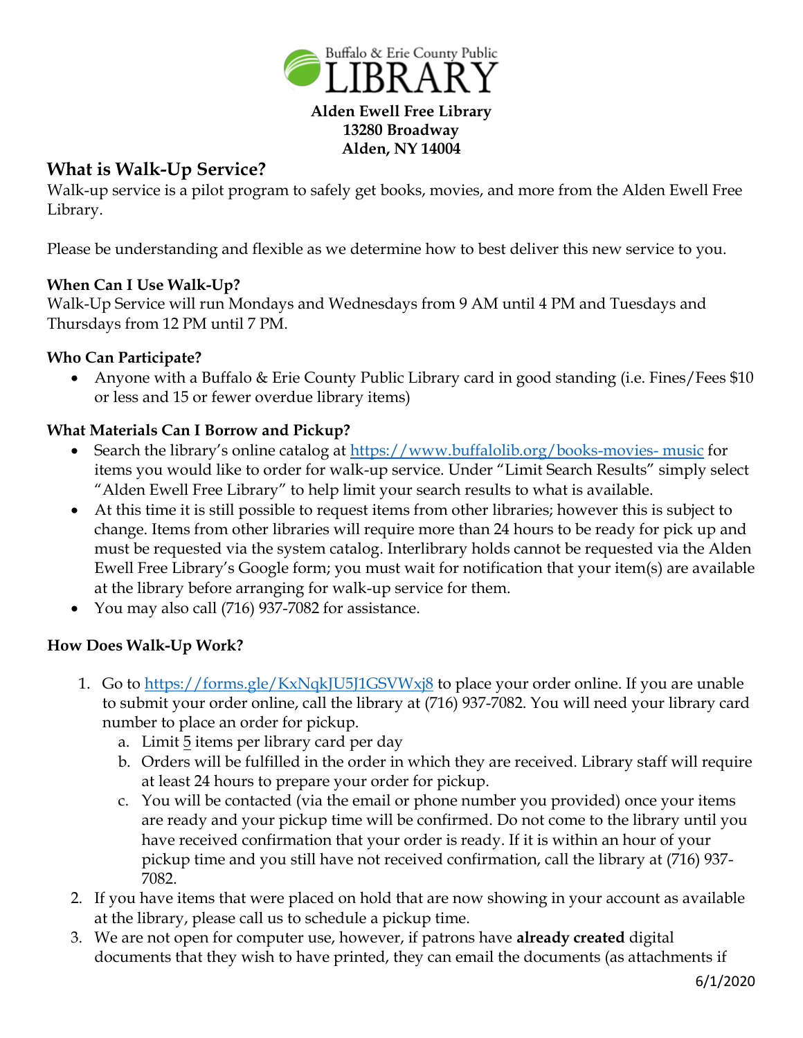Buffalo & Erie County Public LIBRARY

**Alden Ewell Free Library**
**13280 Broadway**
**Alden, NY 14004**

## What is Walk-Up Service?

Walk-up service is a pilot program to safely get books, movies, and more from the Alden Ewell Free Library.

Please be understanding and flexible as we determine how to best deliver this new service to you.

**When Can I Use Walk-Up?**

Walk-Up Service will run Mondays and Wednesdays from 9 AM until 4 PM and Tuesdays and Thursdays from 12 PM until 7 PM.

**Who Can Participate?**

- Anyone with a Buffalo & Erie County Public Library card in good standing (i.e. Fines/Fees $10 or less and 15 or fewer overdue library items)

**What Materials Can I Borrow and Pickup?**

- Search the library's online catalog at [https://www.buffalolib.org/books-movies- music](https://www.buffalolib.org/books-movies-music) for items you would like to order for walk-up service. Under "Limit Search Results" simply select "Alden Ewell Free Library" to help limit your search results to what is available.
- At this time it is still possible to request items from other libraries; however this is subject to change. Items from other libraries will require more than 24 hours to be ready for pick up and must be requested via the system catalog. Interlibrary holds cannot be requested via the Alden Ewell Free Library's Google form; you must wait for notification that your item(s) are available at the library before arranging for walk-up service for them.
- You may also call (716) 937-7082 for assistance.

**How Does Walk-Up Work?**

1. Go to [https://forms.gle/KxNqkJU5J1GSVWxj8](https://forms.gle/KxNqkJU5J1GSVWxj8) to place your order online. If you are unable to submit your order online, call the library at (716) 937-7082. You will need your library card number to place an order for pickup.
   a. Limit 5 items per library card per day
   b. Orders will be fulfilled in the order in which they are received. Library staff will require at least 24 hours to prepare your order for pickup.
   c. You will be contacted (via the email or phone number you provided) once your items are ready and your pickup time will be confirmed. Do not come to the library until you have received confirmation that your order is ready. If it is within an hour of your pickup time and you still have not received confirmation, call the library at (716) 937-7082.
2. If you have items that were placed on hold that are now showing in your account as available at the library, please call us to schedule a pickup time.
3. We are not open for computer use, however, if patrons have **already created** digital documents that they wish to have printed, they can email the documents (as attachments if

6/1/2020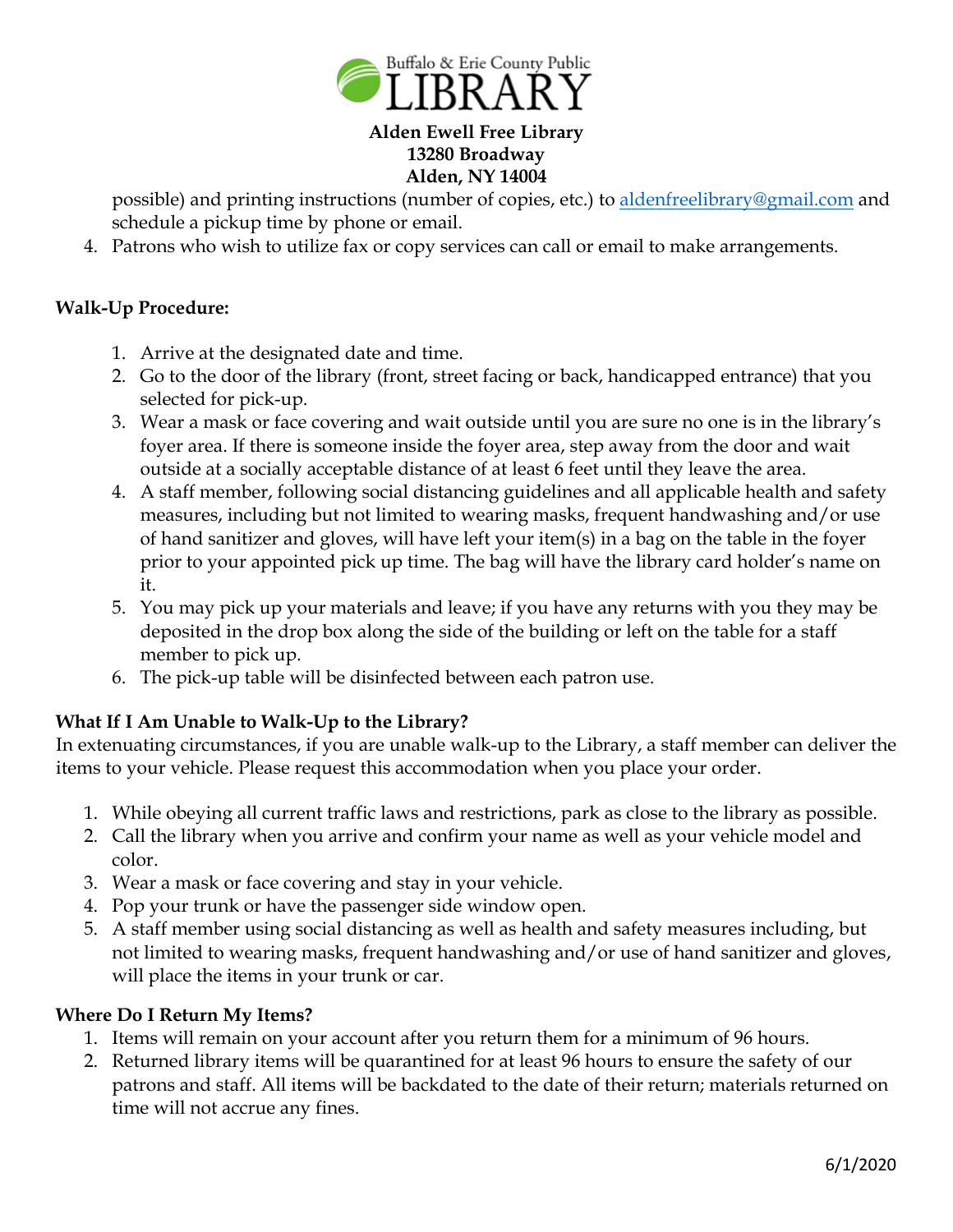Alden Ewell Free Library
13280 Broadway
Alden, NY 14004

possible) and printing instructions (number of copies, etc.) to aldenfreelibrary@gmail.com and schedule a pickup time by phone or email.

4. Patrons who wish to utilize fax or copy services can call or email to make arrangements.

**Walk-Up Procedure:**

1. Arrive at the designated date and time.
2. Go to the door of the library (front, street facing or back, handicapped entrance) that you selected for pick-up.
3. Wear a mask or face covering and wait outside until you are sure no one is in the library's foyer area. If there is someone inside the foyer area, step away from the door and wait outside at a socially acceptable distance of at least 6 feet until they leave the area.
4. A staff member, following social distancing guidelines and all applicable health and safety measures, including but not limited to wearing masks, frequent handwashing and/or use of hand sanitizer and gloves, will have left your item(s) in a bag on the table in the foyer prior to your appointed pick up time. The bag will have the library card holder's name on it.
5. You may pick up your materials and leave; if you have any returns with you they may be deposited in the drop box along the side of the building or left on the table for a staff member to pick up.
6. The pick-up table will be disinfected between each patron use.

**What If I Am Unable to Walk-Up to the Library?**

In extenuating circumstances, if you are unable walk-up to the Library, a staff member can deliver the items to your vehicle. Please request this accommodation when you place your order.

1. While obeying all current traffic laws and restrictions, park as close to the library as possible.
2. Call the library when you arrive and confirm your name as well as your vehicle model and color.
3. Wear a mask or face covering and stay in your vehicle.
4. Pop your trunk or have the passenger side window open.
5. A staff member using social distancing as well as health and safety measures including, but not limited to wearing masks, frequent handwashing and/or use of hand sanitizer and gloves, will place the items in your trunk or car.

**Where Do I Return My Items?**

1. Items will remain on your account after you return them for a minimum of 96 hours.
2. Returned library items will be quarantined for at least 96 hours to ensure the safety of our patrons and staff. All items will be backdated to the date of their return; materials returned on time will not accrue any fines.

6/1/2020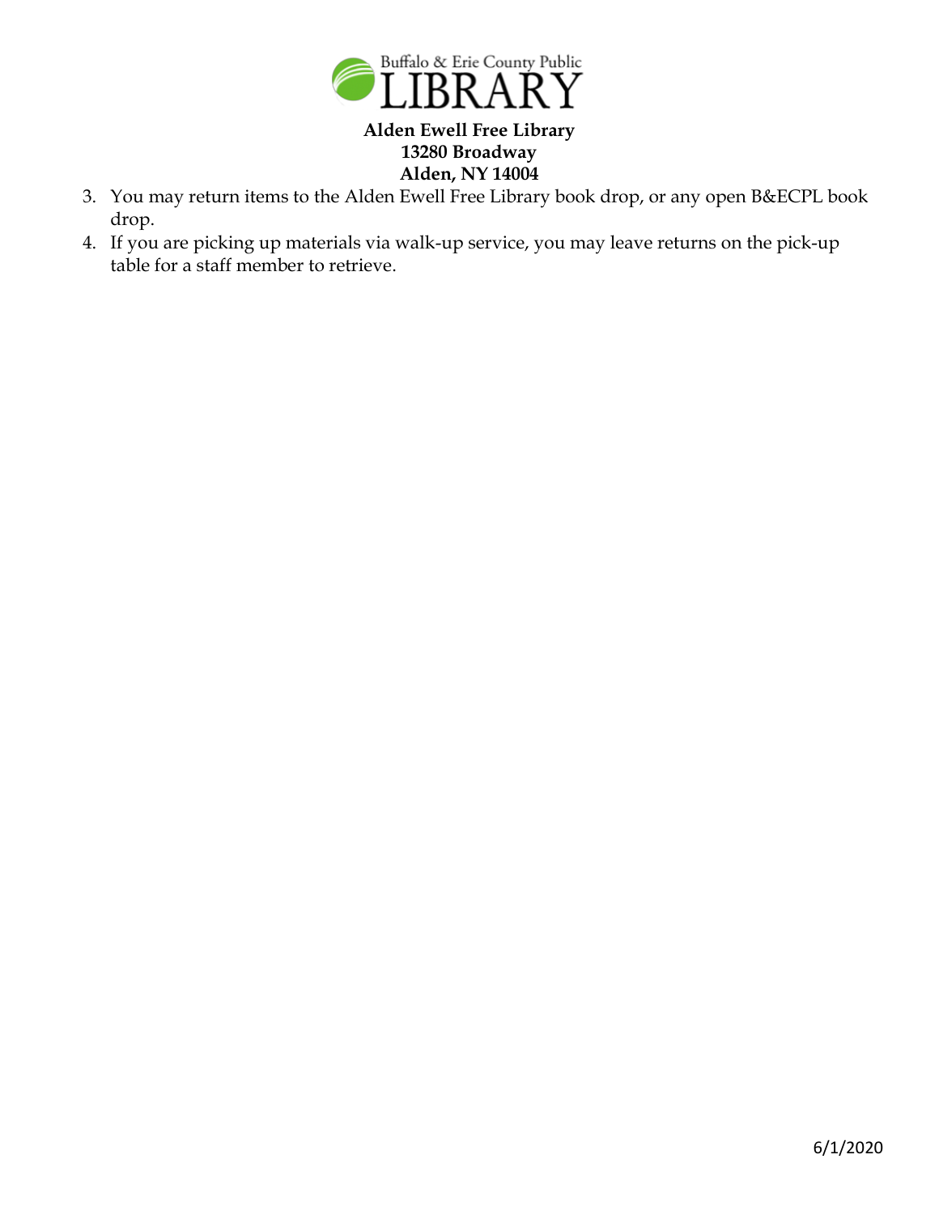**Alden Ewell Free Library**
**13280 Broadway**
**Alden, NY 14004**

3. You may return items to the Alden Ewell Free Library book drop, or any open B&ECPL book drop.
4. If you are picking up materials via walk-up service, you may leave returns on the pick-up table for a staff member to retrieve.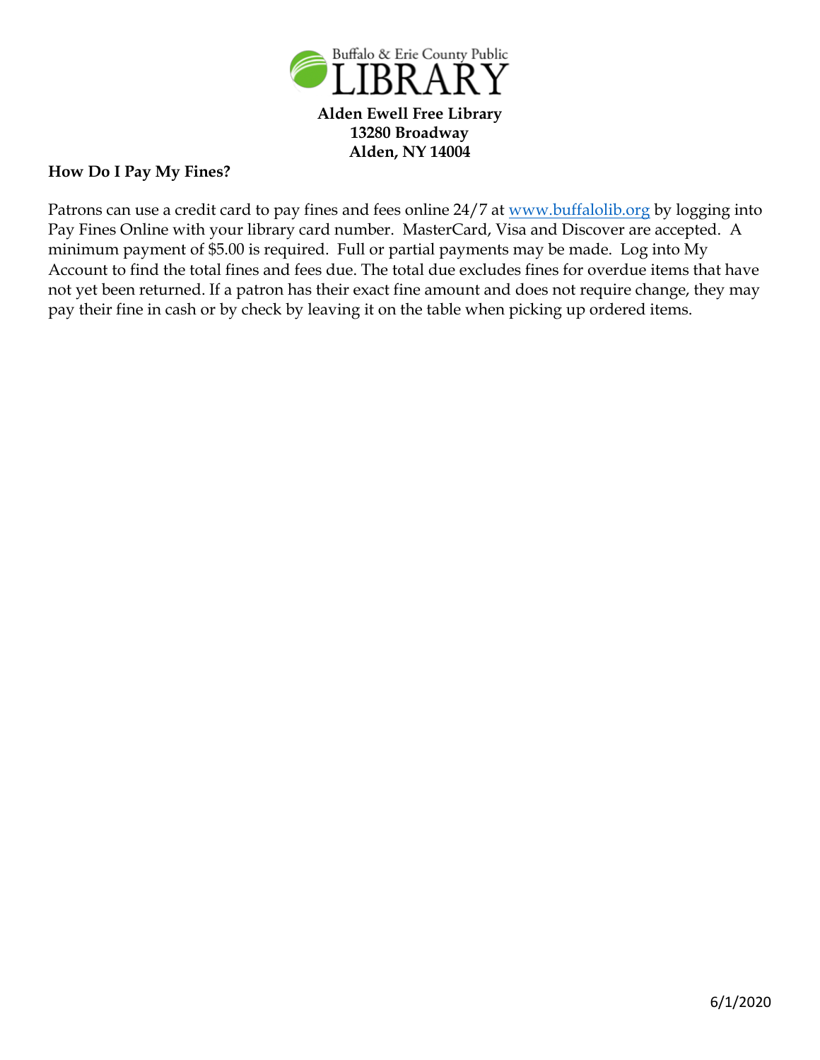Buffalo & Erie County Public

LIBRARY

**Alden Ewell Free Library**
**13280 Broadway**
**Alden, NY 14004**

**How Do I Pay My Fines?**

Patrons can use a credit card to pay fines and fees online 24/7 at [www.buffalolib.org](http://www.buffalolib.org) by logging into Pay Fines Online with your library card number. MasterCard, Visa and Discover are accepted. A minimum payment of $5.00 is required. Full or partial payments may be made. Log into My Account to find the total fines and fees due. The total due excludes fines for overdue items that have not yet been returned. If a patron has their exact fine amount and does not require change, they may pay their fine in cash or by check by leaving it on the table when picking up ordered items.

6/1/2020